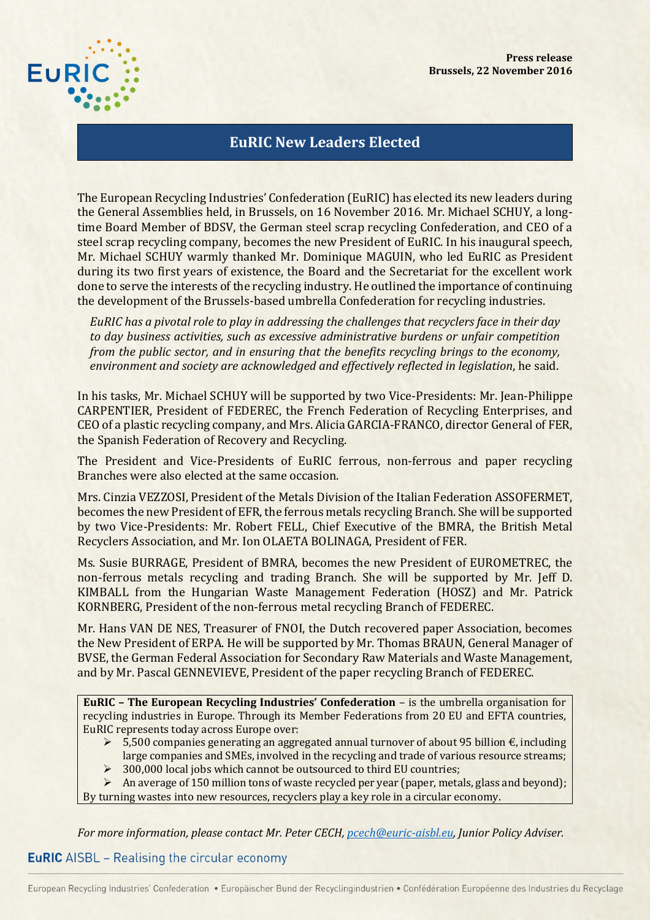**Press release**
**Brussels, 22 November 2016**

# EuRIC New Leaders Elected

The European Recycling Industries' Confederation (EuRIC) has elected its new leaders during the General Assemblies held, in Brussels, on 16 November 2016. Mr. Michael SCHUY, a long-time Board Member of BDSV, the German steel scrap recycling Confederation, and CEO of a steel scrap recycling company, becomes the new President of EuRIC. In his inaugural speech, Mr. Michael SCHUY warmly thanked Mr. Dominique MAGUIN, who led EuRIC as President during its two first years of existence, the Board and the Secretariat for the excellent work done to serve the interests of the recycling industry. He outlined the importance of continuing the development of the Brussels-based umbrella Confederation for recycling industries.

*EuRIC has a pivotal role to play in addressing the challenges that recyclers face in their day to day business activities, such as excessive administrative burdens or unfair competition from the public sector, and in ensuring that the benefits recycling brings to the economy, environment and society are acknowledged and effectively reflected in legislation*, he said.

In his tasks, Mr. Michael SCHUY will be supported by two Vice-Presidents: Mr. Jean-Philippe CARPENTIER, President of FEDEREC, the French Federation of Recycling Enterprises, and CEO of a plastic recycling company, and Mrs. Alicia GARCIA-FRANCO, director General of FER, the Spanish Federation of Recovery and Recycling.

The President and Vice-Presidents of EuRIC ferrous, non-ferrous and paper recycling Branches were also elected at the same occasion.

Mrs. Cinzia VEZZOSI, President of the Metals Division of the Italian Federation ASSOFERMET, becomes the new President of EFR, the ferrous metals recycling Branch. She will be supported by two Vice-Presidents: Mr. Robert FELL, Chief Executive of the BMRA, the British Metal Recyclers Association, and Mr. Ion OLAETA BOLINAGA, President of FER.

Ms. Susie BURRAGE, President of BMRA, becomes the new President of EUROMETREC, the non-ferrous metals recycling and trading Branch. She will be supported by Mr. Jeff D. KIMBALL from the Hungarian Waste Management Federation (HOSZ) and Mr. Patrick KORNBERG, President of the non-ferrous metal recycling Branch of FEDEREC.

Mr. Hans VAN DE NES, Treasurer of FNOI, the Dutch recovered paper Association, becomes the New President of ERPA. He will be supported by Mr. Thomas BRAUN, General Manager of BVSE, the German Federal Association for Secondary Raw Materials and Waste Management, and by Mr. Pascal GENNEVIEVE, President of the paper recycling Branch of FEDEREC.

**EuRIC – The European Recycling Industries' Confederation** – is the umbrella organisation for recycling industries in Europe. Through its Member Federations from 20 EU and EFTA countries, EuRIC represents today across Europe over:

- 5,500 companies generating an aggregated annual turnover of about 95 billion €, including large companies and SMEs, involved in the recycling and trade of various resource streams;
- 300,000 local jobs which cannot be outsourced to third EU countries;
- An average of 150 million tons of waste recycled per year (paper, metals, glass and beyond);

By turning wastes into new resources, recyclers play a key role in a circular economy.

*For more information, please contact Mr. Peter CECH, pcech@euric-aisbl.eu, Junior Policy Adviser.*

**EuRIC** AISBL – Realising the circular economy

European Recycling Industries' Confederation • Europäischer Bund der Recyclingindustrien • Confédération Européenne des Industries du Recyclage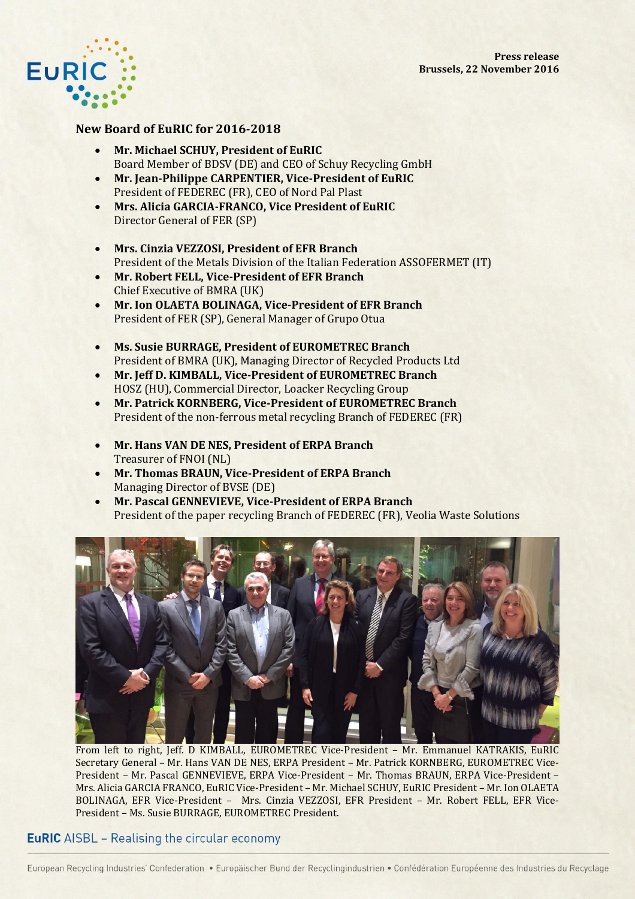Press release
Brussels, 22 November 2016

## New Board of EuRIC for 2016-2018

- **Mr. Michael SCHUY, President of EuRIC**
  Board Member of BDSV (DE) and CEO of Schuy Recycling GmbH
- **Mr. Jean-Philippe CARPENTIER, Vice-President of EuRIC**
  President of FEDEREC (FR), CEO of Nord Pal Plast
- **Mrs. Alicia GARCIA-FRANCO, Vice President of EuRIC**
  Director General of FER (SP)

- **Mrs. Cinzia VEZZOSI, President of EFR Branch**
  President of the Metals Division of the Italian Federation ASSOFERMET (IT)
- **Mr. Robert FELL, Vice-President of EFR Branch**
  Chief Executive of BMRA (UK)
- **Mr. Ion OLAETA BOLINAGA, Vice-President of EFR Branch**
  President of FER (SP), General Manager of Grupo Otua

- **Ms. Susie BURRAGE, President of EUROMETREC Branch**
  President of BMRA (UK), Managing Director of Recycled Products Ltd
- **Mr. Jeff D. KIMBALL, Vice-President of EUROMETREC Branch**
  HOSZ (HU), Commercial Director, Loacker Recycling Group
- **Mr. Patrick KORNBERG, Vice-President of EUROMETREC Branch**
  President of the non-ferrous metal recycling Branch of FEDEREC (FR)

- **Mr. Hans VAN DE NES, President of ERPA Branch**
  Treasurer of FNOI (NL)
- **Mr. Thomas BRAUN, Vice-President of ERPA Branch**
  Managing Director of BVSE (DE)
- **Mr. Pascal GENNEVIEVE, Vice-President of ERPA Branch**
  President of the paper recycling Branch of FEDEREC (FR), Veolia Waste Solutions

From left to right, Jeff. D KIMBALL, EUROMETREC Vice-President – Mr. Emmanuel KATRAKIS, EuRIC Secretary General – Mr. Hans VAN DE NES, ERPA President – Mr. Patrick KORNBERG, EUROMETREC Vice-President – Mr. Pascal GENNEVIEVE, ERPA Vice-President – Mr. Thomas BRAUN, ERPA Vice-President – Mrs. Alicia GARCIA FRANCO, EuRIC Vice-President – Mr. Michael SCHUY, EuRIC President – Mr. Ion OLAETA BOLINAGA, EFR Vice-President – Mrs. Cinzia VEZZOSI, EFR President – Mr. Robert FELL, EFR Vice-President – Ms. Susie BURRAGE, EUROMETREC President.

**EuRIC** AISBL – Realising the circular economy

European Recycling Industries' Confederation • Europäischer Bund der Recyclingindustrien • Confédération Européenne des Industries du Recyclage